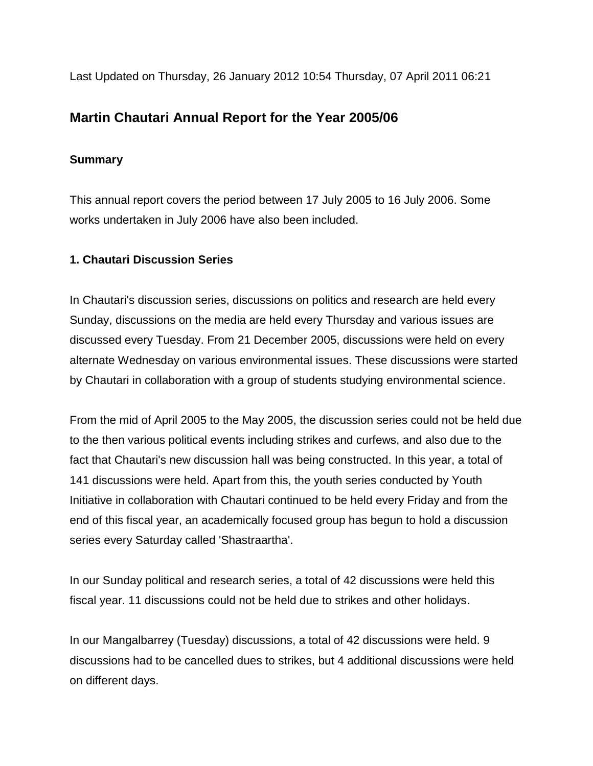Last Updated on Thursday, 26 January 2012 10:54 Thursday, 07 April 2011 06:21

## Martin Chautari Annual Report for the Year 2005/06

### Summary

This annual report covers the period between 17 July 2005 to 16 July 2006. Some works undertaken in July 2006 have also been included.

### 1. Chautari Discussion Series

In Chautari's discussion series, discussions on politics and research are held every Sunday, discussions on the media are held every Thursday and various issues are discussed every Tuesday. From 21 December 2005, discussions were held on every alternate Wednesday on various environmental issues. These discussions were started by Chautari in collaboration with a group of students studying environmental science.

From the mid of April 2005 to the May 2005, the discussion series could not be held due to the then various political events including strikes and curfews, and also due to the fact that Chautari's new discussion hall was being constructed. In this year, a total of 141 discussions were held. Apart from this, the youth series conducted by Youth Initiative in collaboration with Chautari continued to be held every Friday and from the end of this fiscal year, an academically focused group has begun to hold a discussion series every Saturday called 'Shastraartha'.

In our Sunday political and research series, a total of 42 discussions were held this fiscal year. 11 discussions could not be held due to strikes and other holidays.

In our Mangalbarrey (Tuesday) discussions, a total of 42 discussions were held. 9 discussions had to be cancelled dues to strikes, but 4 additional discussions were held on different days.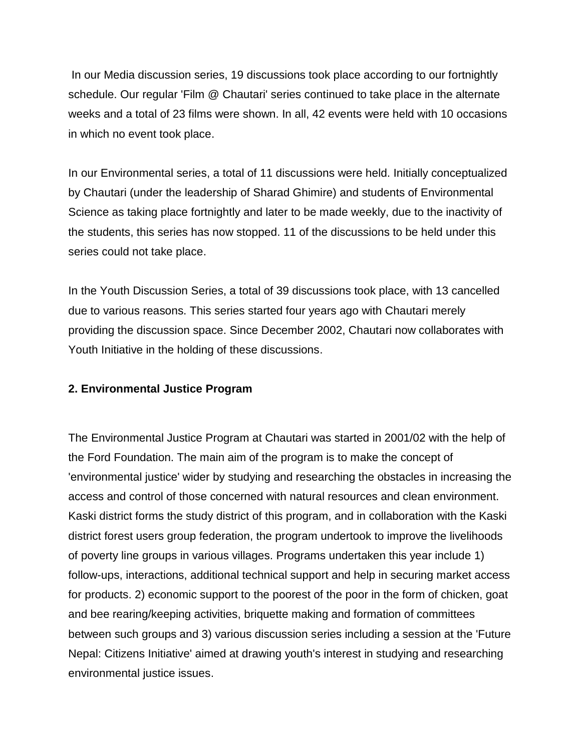In our Media discussion series, 19 discussions took place according to our fortnightly schedule. Our regular 'Film @ Chautari' series continued to take place in the alternate weeks and a total of 23 films were shown. In all, 42 events were held with 10 occasions in which no event took place.

In our Environmental series, a total of 11 discussions were held. Initially conceptualized by Chautari (under the leadership of Sharad Ghimire) and students of Environmental Science as taking place fortnightly and later to be made weekly, due to the inactivity of the students, this series has now stopped. 11 of the discussions to be held under this series could not take place.

In the Youth Discussion Series, a total of 39 discussions took place, with 13 cancelled due to various reasons. This series started four years ago with Chautari merely providing the discussion space. Since December 2002, Chautari now collaborates with Youth Initiative in the holding of these discussions.

**2. Environmental Justice Program**

The Environmental Justice Program at Chautari was started in 2001/02 with the help of the Ford Foundation. The main aim of the program is to make the concept of 'environmental justice' wider by studying and researching the obstacles in increasing the access and control of those concerned with natural resources and clean environment. Kaski district forms the study district of this program, and in collaboration with the Kaski district forest users group federation, the program undertook to improve the livelihoods of poverty line groups in various villages. Programs undertaken this year include 1) follow-ups, interactions, additional technical support and help in securing market access for products. 2) economic support to the poorest of the poor in the form of chicken, goat and bee rearing/keeping activities, briquette making and formation of committees between such groups and 3) various discussion series including a session at the 'Future Nepal: Citizens Initiative' aimed at drawing youth's interest in studying and researching environmental justice issues.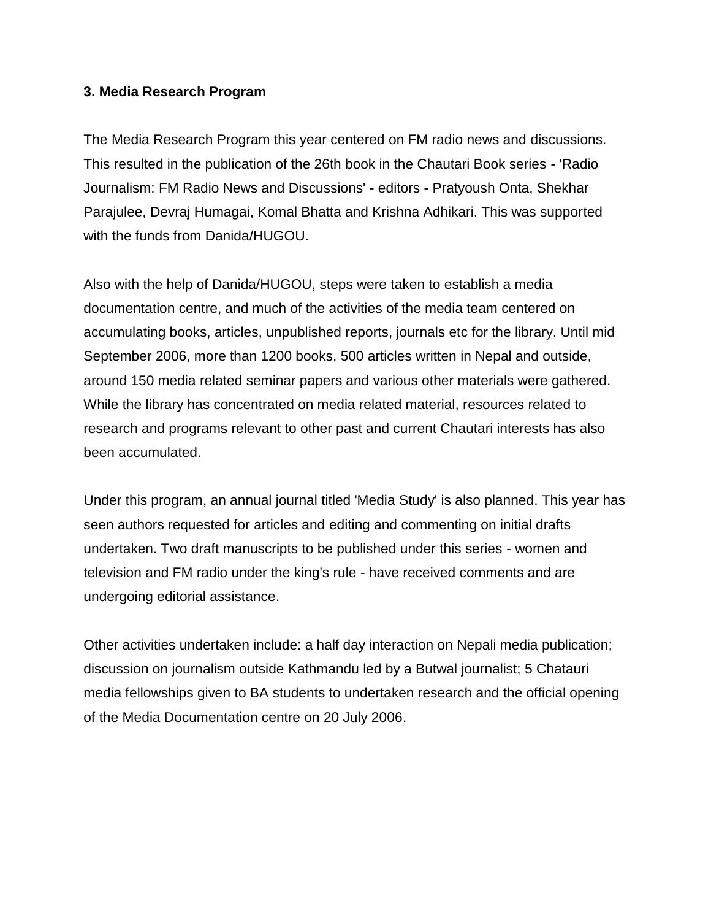**3. Media Research Program**

The Media Research Program this year centered on FM radio news and discussions. This resulted in the publication of the 26th book in the Chautari Book series - 'Radio Journalism: FM Radio News and Discussions' - editors - Pratyoush Onta, Shekhar Parajulee, Devraj Humagai, Komal Bhatta and Krishna Adhikari. This was supported with the funds from Danida/HUGOU.

Also with the help of Danida/HUGOU, steps were taken to establish a media documentation centre, and much of the activities of the media team centered on accumulating books, articles, unpublished reports, journals etc for the library. Until mid September 2006, more than 1200 books, 500 articles written in Nepal and outside, around 150 media related seminar papers and various other materials were gathered. While the library has concentrated on media related material, resources related to research and programs relevant to other past and current Chautari interests has also been accumulated.

Under this program, an annual journal titled 'Media Study' is also planned. This year has seen authors requested for articles and editing and commenting on initial drafts undertaken. Two draft manuscripts to be published under this series - women and television and FM radio under the king's rule - have received comments and are undergoing editorial assistance.

Other activities undertaken include: a half day interaction on Nepali media publication; discussion on journalism outside Kathmandu led by a Butwal journalist; 5 Chatauri media fellowships given to BA students to undertaken research and the official opening of the Media Documentation centre on 20 July 2006.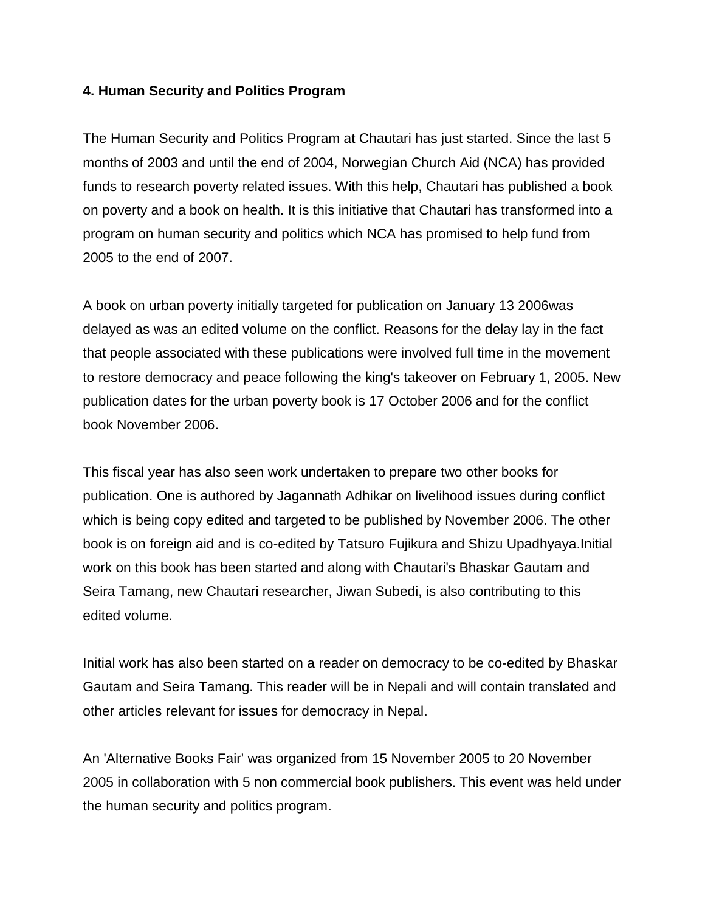**4. Human Security and Politics Program**

The Human Security and Politics Program at Chautari has just started. Since the last 5 months of 2003 and until the end of 2004, Norwegian Church Aid (NCA) has provided funds to research poverty related issues. With this help, Chautari has published a book on poverty and a book on health. It is this initiative that Chautari has transformed into a program on human security and politics which NCA has promised to help fund from 2005 to the end of 2007.

A book on urban poverty initially targeted for publication on January 13 2006was delayed as was an edited volume on the conflict. Reasons for the delay lay in the fact that people associated with these publications were involved full time in the movement to restore democracy and peace following the king's takeover on February 1, 2005. New publication dates for the urban poverty book is 17 October 2006 and for the conflict book November 2006.

This fiscal year has also seen work undertaken to prepare two other books for publication. One is authored by Jagannath Adhikar on livelihood issues during conflict which is being copy edited and targeted to be published by November 2006. The other book is on foreign aid and is co-edited by Tatsuro Fujikura and Shizu Upadhyaya.Initial work on this book has been started and along with Chautari's Bhaskar Gautam and Seira Tamang, new Chautari researcher, Jiwan Subedi, is also contributing to this edited volume.

Initial work has also been started on a reader on democracy to be co-edited by Bhaskar Gautam and Seira Tamang. This reader will be in Nepali and will contain translated and other articles relevant for issues for democracy in Nepal.

An 'Alternative Books Fair' was organized from 15 November 2005 to 20 November 2005 in collaboration with 5 non commercial book publishers. This event was held under the human security and politics program.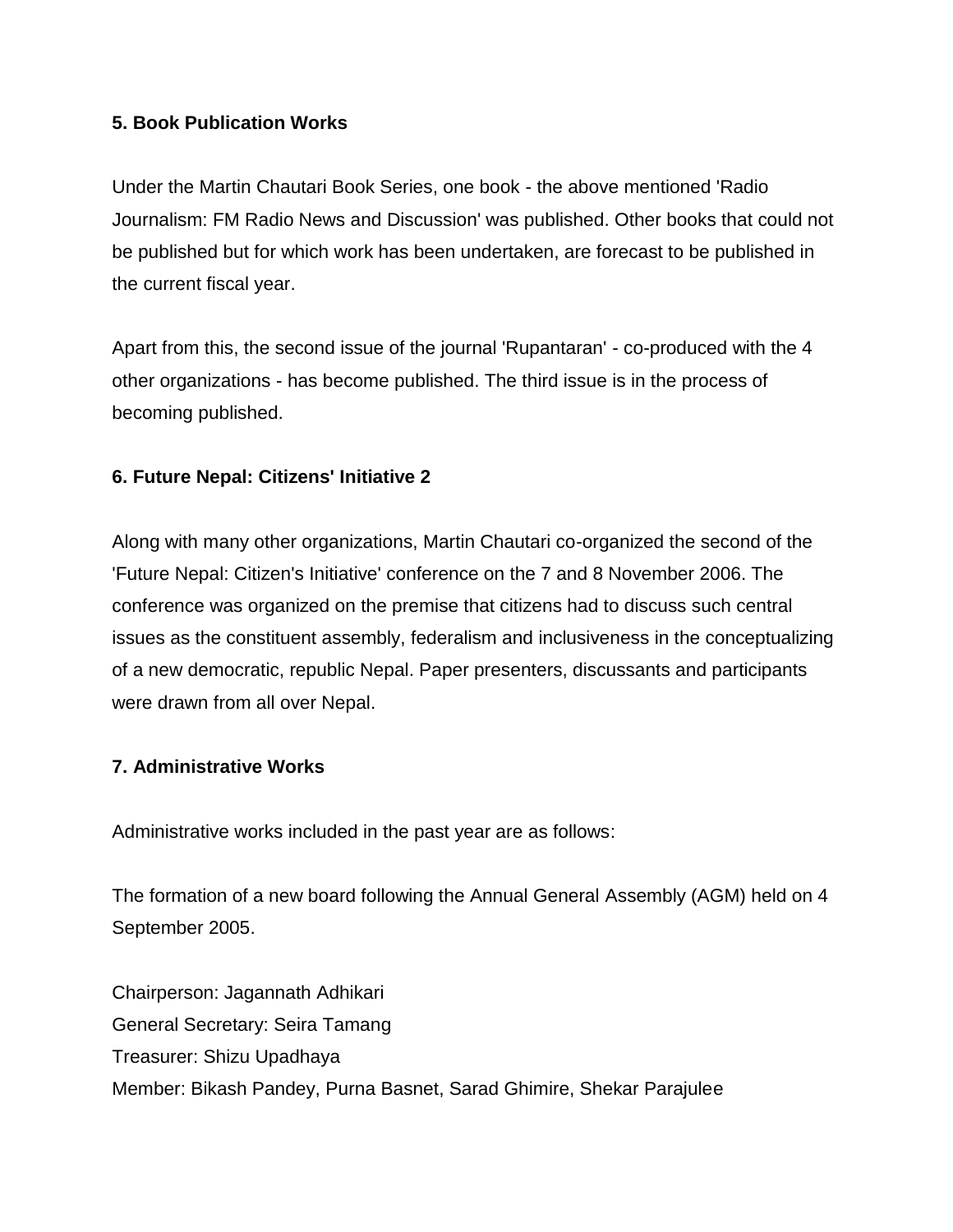**5. Book Publication Works**

Under the Martin Chautari Book Series, one book - the above mentioned 'Radio Journalism: FM Radio News and Discussion' was published. Other books that could not be published but for which work has been undertaken, are forecast to be published in the current fiscal year.

Apart from this, the second issue of the journal 'Rupantaran' - co-produced with the 4 other organizations - has become published. The third issue is in the process of becoming published.

**6. Future Nepal: Citizens' Initiative 2**

Along with many other organizations, Martin Chautari co-organized the second of the 'Future Nepal: Citizen's Initiative' conference on the 7 and 8 November 2006. The conference was organized on the premise that citizens had to discuss such central issues as the constituent assembly, federalism and inclusiveness in the conceptualizing of a new democratic, republic Nepal. Paper presenters, discussants and participants were drawn from all over Nepal.

**7. Administrative Works**

Administrative works included in the past year are as follows:

The formation of a new board following the Annual General Assembly (AGM) held on 4 September 2005.

Chairperson: Jagannath Adhikari
General Secretary: Seira Tamang
Treasurer: Shizu Upadhaya
Member: Bikash Pandey, Purna Basnet, Sarad Ghimire, Shekar Parajulee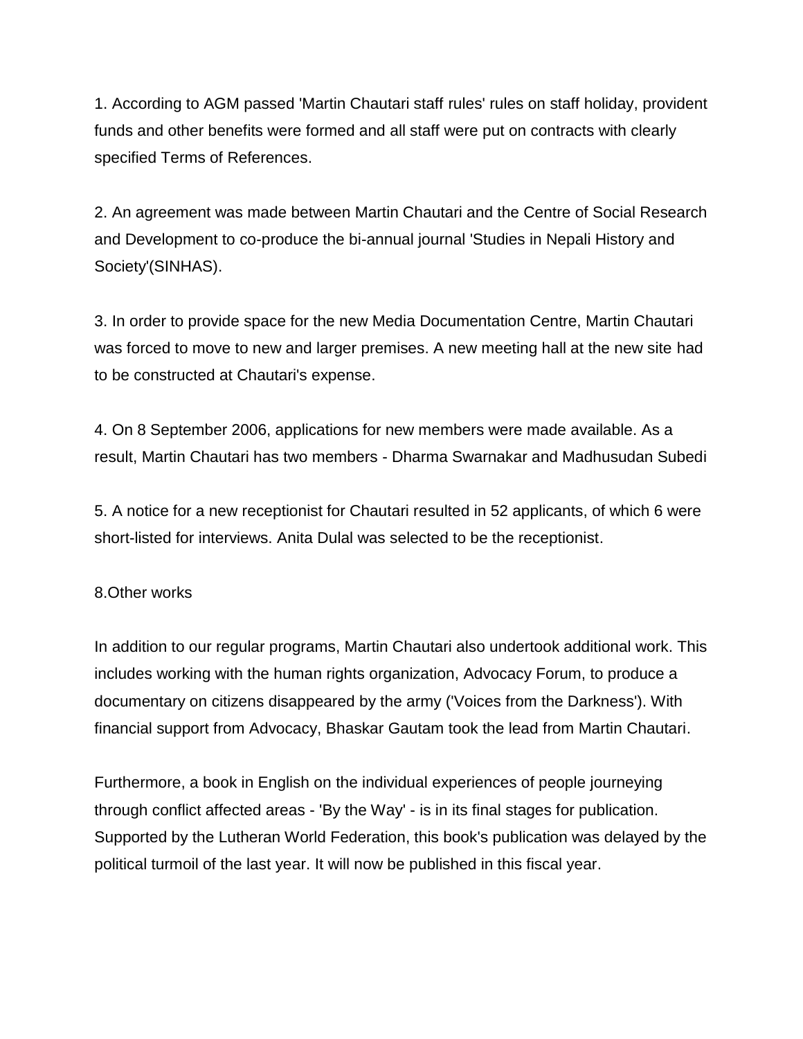1. According to AGM passed 'Martin Chautari staff rules' rules on staff holiday, provident funds and other benefits were formed and all staff were put on contracts with clearly specified Terms of References.

2. An agreement was made between Martin Chautari and the Centre of Social Research and Development to co-produce the bi-annual journal 'Studies in Nepali History and Society'(SINHAS).

3. In order to provide space for the new Media Documentation Centre, Martin Chautari was forced to move to new and larger premises. A new meeting hall at the new site had to be constructed at Chautari's expense.

4. On 8 September 2006, applications for new members were made available. As a result, Martin Chautari has two members - Dharma Swarnakar and Madhusudan Subedi

5. A notice for a new receptionist for Chautari resulted in 52 applicants, of which 6 were short-listed for interviews. Anita Dulal was selected to be the receptionist.

8.Other works

In addition to our regular programs, Martin Chautari also undertook additional work. This includes working with the human rights organization, Advocacy Forum, to produce a documentary on citizens disappeared by the army ('Voices from the Darkness'). With financial support from Advocacy, Bhaskar Gautam took the lead from Martin Chautari.

Furthermore, a book in English on the individual experiences of people journeying through conflict affected areas - 'By the Way' - is in its final stages for publication. Supported by the Lutheran World Federation, this book's publication was delayed by the political turmoil of the last year. It will now be published in this fiscal year.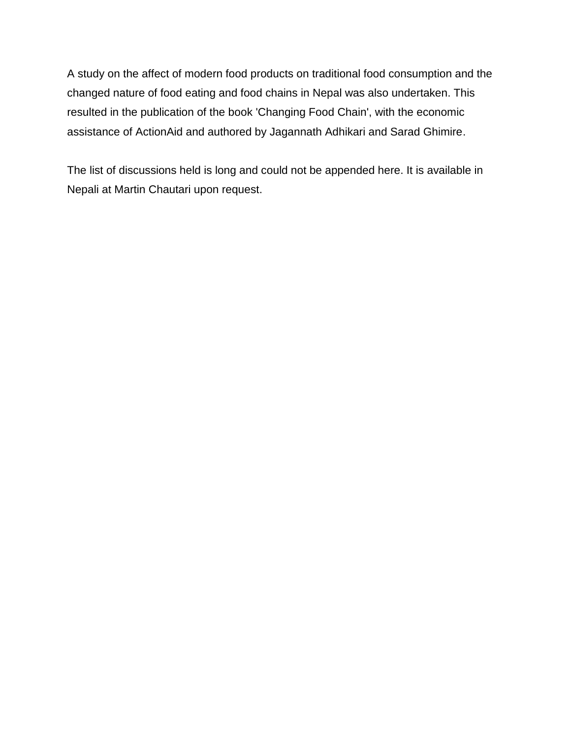A study on the affect of modern food products on traditional food consumption and the changed nature of food eating and food chains in Nepal was also undertaken. This resulted in the publication of the book 'Changing Food Chain', with the economic assistance of ActionAid and authored by Jagannath Adhikari and Sarad Ghimire.

The list of discussions held is long and could not be appended here. It is available in Nepali at Martin Chautari upon request.